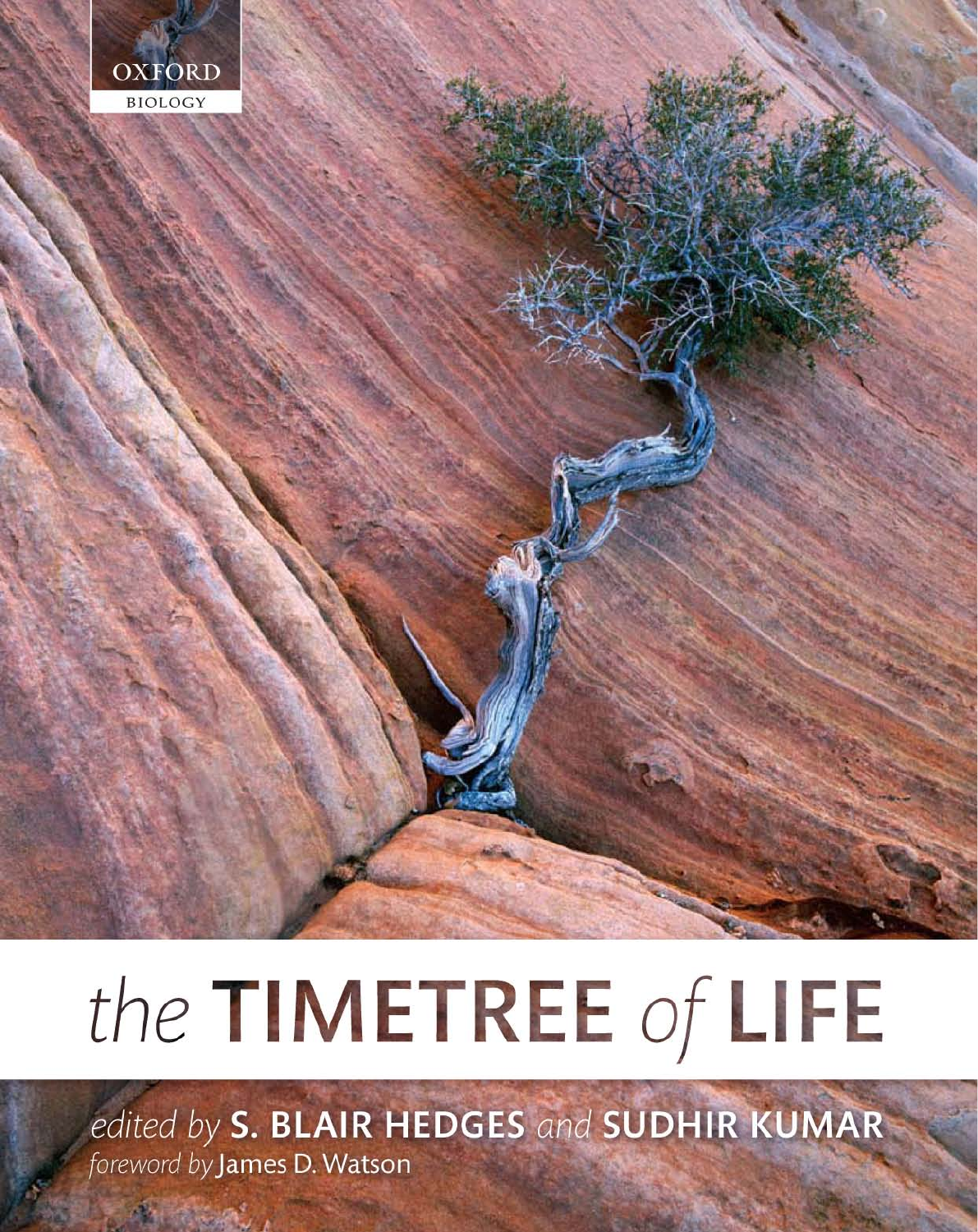OXFORD

BIOLOGY

# *the* TIMETREE *of* LIFE

*edited by* **S. BLAIR HEDGES** *and* **SUDHIR KUMAR**

*foreword by* James D. Watson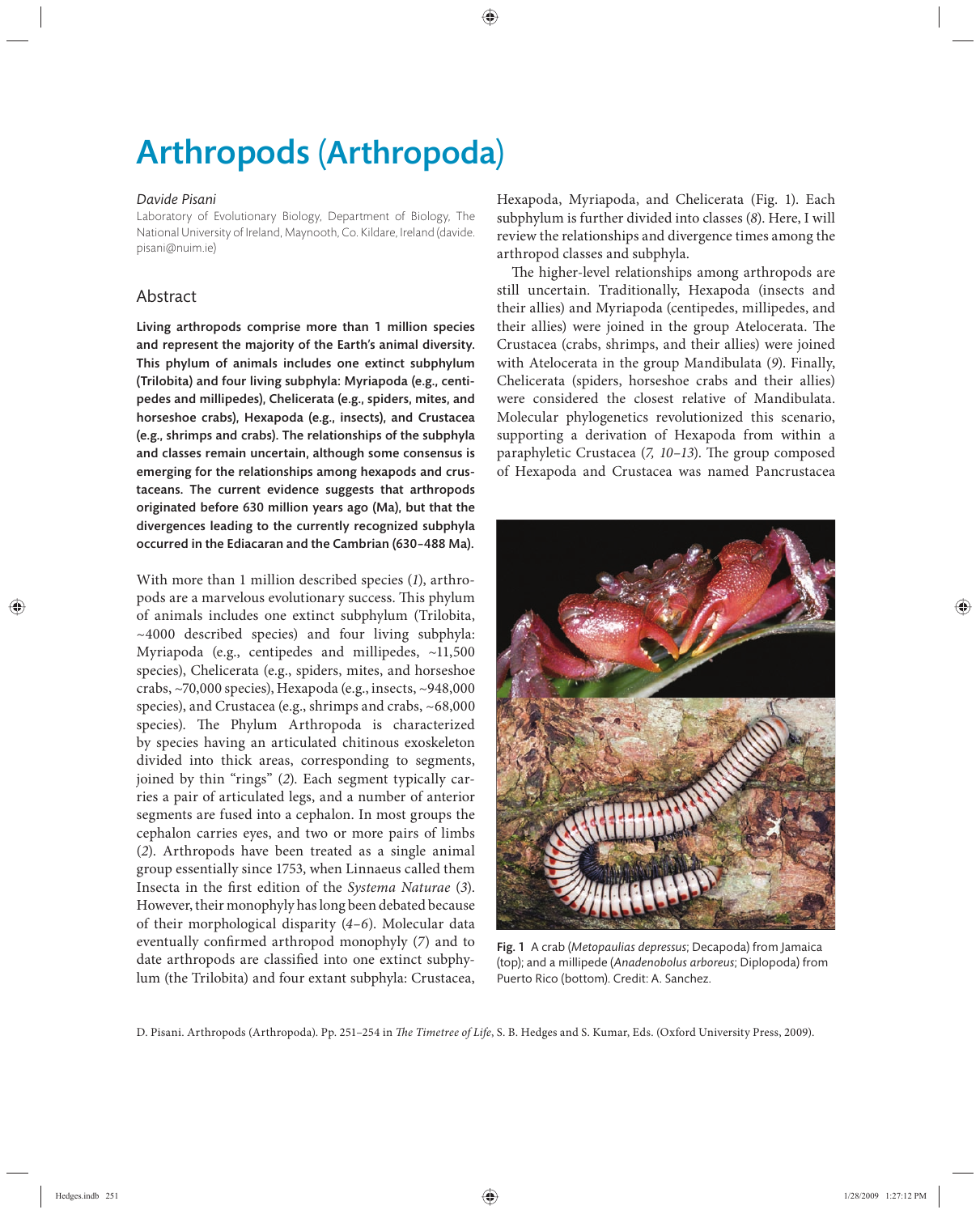# Arthropods (Arthropoda)

*Davide Pisani*

Laboratory of Evolutionary Biology, Department of Biology, The National University of Ireland, Maynooth, Co. Kildare, Ireland (davide.pisani@nuim.ie)

## Abstract

**Living arthropods comprise more than 1 million species and represent the majority of the Earth's animal diversity. This phylum of animals includes one extinct subphylum (Trilobita) and four living subphyla: Myriapoda (e.g., centipedes and millipedes), Chelicerata (e.g., spiders, mites, and horseshoe crabs), Hexapoda (e.g., insects), and Crustacea (e.g., shrimps and crabs). The relationships of the subphyla and classes remain uncertain, although some consensus is emerging for the relationships among hexapods and crustaceans. The current evidence suggests that arthropods originated before 630 million years ago (Ma), but that the divergences leading to the currently recognized subphyla occurred in the Ediacaran and the Cambrian (630–488 Ma).**

With more than 1 million described species (*1*), arthropods are a marvelous evolutionary success. This phylum of animals includes one extinct subphylum (Trilobita, ~4000 described species) and four living subphyla: Myriapoda (e.g., centipedes and millipedes, ~11,500 species), Chelicerata (e.g., spiders, mites, and horseshoe crabs, ~70,000 species), Hexapoda (e.g., insects, ~948,000 species), and Crustacea (e.g., shrimps and crabs, ~68,000 species). The Phylum Arthropoda is characterized by species having an articulated chitinous exoskeleton divided into thick areas, corresponding to segments, joined by thin "rings" (*2*). Each segment typically carries a pair of articulated legs, and a number of anterior segments are fused into a cephalon. In most groups the cephalon carries eyes, and two or more pairs of limbs (*2*). Arthropods have been treated as a single animal group essentially since 1753, when Linnaeus called them Insecta in the first edition of the *Systema Naturae* (*3*). However, their monophyly has long been debated because of their morphological disparity (*4–6*). Molecular data eventually confirmed arthropod monophyly (*7*) and to date arthropods are classified into one extinct subphylum (the Trilobita) and four extant subphyla: Crustacea, Hexapoda, Myriapoda, and Chelicerata (Fig. 1). Each subphylum is further divided into classes (*8*). Here, I will review the relationships and divergence times among the arthropod classes and subphyla.

The higher-level relationships among arthropods are still uncertain. Traditionally, Hexapoda (insects and their allies) and Myriapoda (centipedes, millipedes, and their allies) were joined in the group Atelocerata. The Crustacea (crabs, shrimps, and their allies) were joined with Atelocerata in the group Mandibulata (*9*). Finally, Chelicerata (spiders, horseshoe crabs and their allies) were considered the closest relative of Mandibulata. Molecular phylogenetics revolutionized this scenario, supporting a derivation of Hexapoda from within a paraphyletic Crustacea (*7, 10–13*). The group composed of Hexapoda and Crustacea was named Pancrustacea

Fig. 1 A crab (*Metopaulias depressus*; Decapoda) from Jamaica (top); and a millipede (*Anadenobolus arboreus*; Diplopoda) from Puerto Rico (bottom). Credit: A. Sanchez.

D. Pisani. Arthropods (Arthropoda). Pp. 251–254 in *The Timetree of Life*, S. B. Hedges and S. Kumar, Eds. (Oxford University Press, 2009).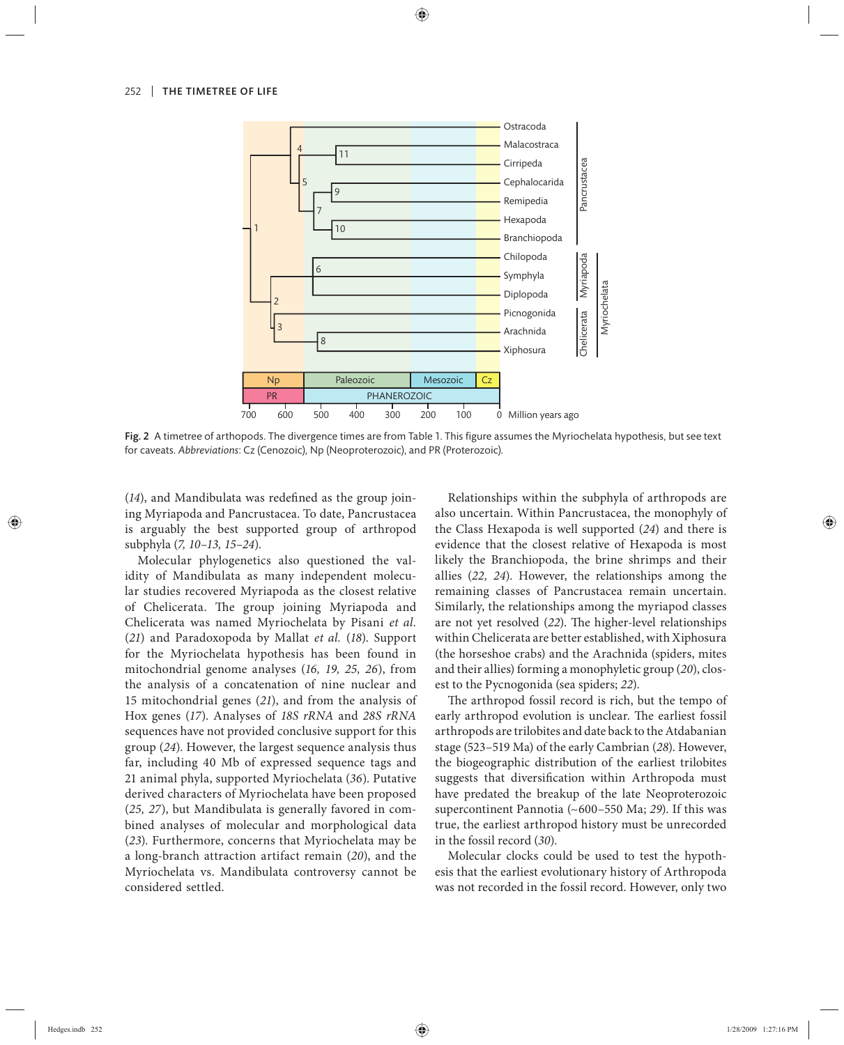Fig. 2 A timetree of arthopods. The divergence times are from Table 1. This figure assumes the Myriochelata hypothesis, but see text for caveats. *Abbreviations*: Cz (Cenozoic), Np (Neoproterozoic), and PR (Proterozoic).

(*14*), and Mandibulata was redefined as the group joining Myriapoda and Pancrustacea. To date, Pancrustacea is arguably the best supported group of arthropod subphyla (*7, 10–13, 15–24*).

Molecular phylogenetics also questioned the validity of Mandibulata as many independent molecular studies recovered Myriapoda as the closest relative of Chelicerata. The group joining Myriapoda and Chelicerata was named Myriochelata by Pisani *et al.* (*21*) and Paradoxopoda by Mallat *et al.* (*18*). Support for the Myriochelata hypothesis has been found in mitochondrial genome analyses (*16, 19, 25, 26*), from the analysis of a concatenation of nine nuclear and 15 mitochondrial genes (*21*), and from the analysis of Hox genes (*17*). Analyses of *18S rRNA* and *28S rRNA* sequences have not provided conclusive support for this group (*24*). However, the largest sequence analysis thus far, including 40 Mb of expressed sequence tags and 21 animal phyla, supported Myriochelata (*36*). Putative derived characters of Myriochelata have been proposed (*25, 27*), but Mandibulata is generally favored in combined analyses of molecular and morphological data (*23*). Furthermore, concerns that Myriochelata may be a long-branch attraction artifact remain (*20*), and the Myriochelata vs. Mandibulata controversy cannot be considered settled.

Relationships within the subphyla of arthropods are also uncertain. Within Pancrustacea, the monophyly of the Class Hexapoda is well supported (*24*) and there is evidence that the closest relative of Hexapoda is most likely the Branchiopoda, the brine shrimps and their allies (*22, 24*). However, the relationships among the remaining classes of Pancrustacea remain uncertain. Similarly, the relationships among the myriapod classes are not yet resolved (*22*). The higher-level relationships within Chelicerata are better established, with Xiphosura (the horseshoe crabs) and the Arachnida (spiders, mites and their allies) forming a monophyletic group (*20*), closest to the Pycnogonida (sea spiders; *22*).

The arthropod fossil record is rich, but the tempo of early arthropod evolution is unclear. The earliest fossil arthropods are trilobites and date back to the Atdabanian stage (523–519 Ma) of the early Cambrian (*28*). However, the biogeographic distribution of the earliest trilobites suggests that diversification within Arthropoda must have predated the breakup of the late Neoproterozoic supercontinent Pannotia (~600–550 Ma; *29*). If this was true, the earliest arthropod history must be unrecorded in the fossil record (*30*).

Molecular clocks could be used to test the hypothesis that the earliest evolutionary history of Arthropoda was not recorded in the fossil record. However, only two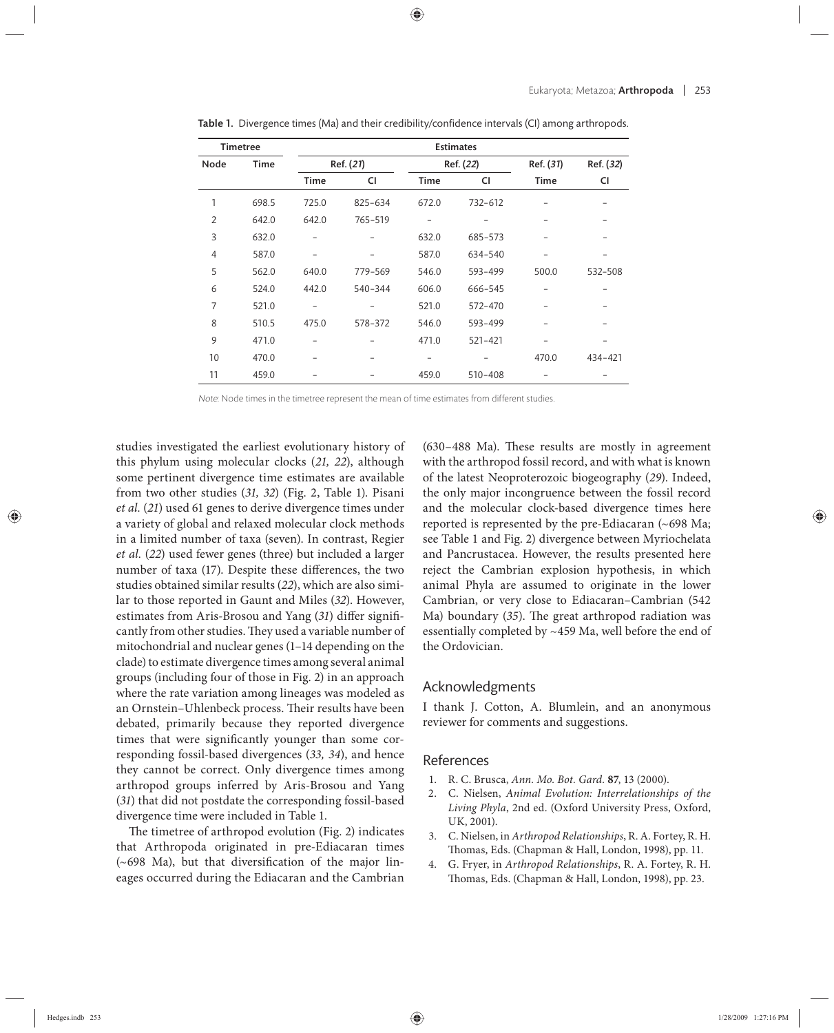**Table 1.** Divergence times (Ma) and their credibility/confidence intervals (CI) among arthropods.

| Timetree | | Estimates | | | | | |
|---|---|---|---|---|---|---|---|
| Node | Time | Ref. (*21*) | | Ref. (*22*) | | Ref. (*31*) | Ref. (*32*) |
| | | Time | CI | Time | CI | Time | CI |
| 1 | 698.5 | 725.0 | 825–634 | 672.0 | 732–612 | – | – |
| 2 | 642.0 | 642.0 | 765–519 | – | – | – | – |
| 3 | 632.0 | – | – | 632.0 | 685–573 | – | – |
| 4 | 587.0 | – | – | 587.0 | 634–540 | – | – |
| 5 | 562.0 | 640.0 | 779–569 | 546.0 | 593–499 | 500.0 | 532–508 |
| 6 | 524.0 | 442.0 | 540–344 | 606.0 | 666–545 | – | – |
| 7 | 521.0 | – | – | 521.0 | 572–470 | – | – |
| 8 | 510.5 | 475.0 | 578–372 | 546.0 | 593–499 | – | – |
| 9 | 471.0 | – | – | 471.0 | 521–421 | – | – |
| 10 | 470.0 | – | – | – | – | 470.0 | 434–421 |
| 11 | 459.0 | – | – | 459.0 | 510–408 | – | – |

*Note*: Node times in the timetree represent the mean of time estimates from different studies.

studies investigated the earliest evolutionary history of this phylum using molecular clocks (*21, 22*), although some pertinent divergence time estimates are available from two other studies (*31, 32*) (Fig. 2, Table 1). Pisani *et al.* (*21*) used 61 genes to derive divergence times under a variety of global and relaxed molecular clock methods in a limited number of taxa (seven). In contrast, Regier *et al.* (*22*) used fewer genes (three) but included a larger number of taxa (17). Despite these differences, the two studies obtained similar results (*22*), which are also similar to those reported in Gaunt and Miles (*32*). However, estimates from Aris-Brosou and Yang (*31*) differ significantly from other studies. They used a variable number of mitochondrial and nuclear genes (1–14 depending on the clade) to estimate divergence times among several animal groups (including four of those in Fig. 2) in an approach where the rate variation among lineages was modeled as an Ornstein–Uhlenbeck process. Their results have been debated, primarily because they reported divergence times that were significantly younger than some corresponding fossil-based divergences (*33, 34*), and hence they cannot be correct. Only divergence times among arthropod groups inferred by Aris-Brosou and Yang (*31*) that did not postdate the corresponding fossil-based divergence time were included in Table 1.

The timetree of arthropod evolution (Fig. 2) indicates that Arthropoda originated in pre-Ediacaran times (~698 Ma), but that diversification of the major lineages occurred during the Ediacaran and the Cambrian (630–488 Ma). These results are mostly in agreement with the arthropod fossil record, and with what is known of the latest Neoproterozoic biogeography (*29*). Indeed, the only major incongruence between the fossil record and the molecular clock-based divergence times here reported is represented by the pre-Ediacaran (~698 Ma; see Table 1 and Fig. 2) divergence between Myriochelata and Pancrustacea. However, the results presented here reject the Cambrian explosion hypothesis, in which animal Phyla are assumed to originate in the lower Cambrian, or very close to Ediacaran–Cambrian (542 Ma) boundary (*35*). The great arthropod radiation was essentially completed by ~459 Ma, well before the end of the Ordovician.

## Acknowledgments

I thank J. Cotton, A. Blumlein, and an anonymous reviewer for comments and suggestions.

## References

1. R. C. Brusca, *Ann. Mo. Bot. Gard.* **87**, 13 (2000).
2. C. Nielsen, *Animal Evolution: Interrelationships of the Living Phyla*, 2nd ed. (Oxford University Press, Oxford, UK, 2001).
3. C. Nielsen, in *Arthropod Relationships*, R. A. Fortey, R. H. Thomas, Eds. (Chapman & Hall, London, 1998), pp. 11.
4. G. Fryer, in *Arthropod Relationships*, R. A. Fortey, R. H. Thomas, Eds. (Chapman & Hall, London, 1998), pp. 23.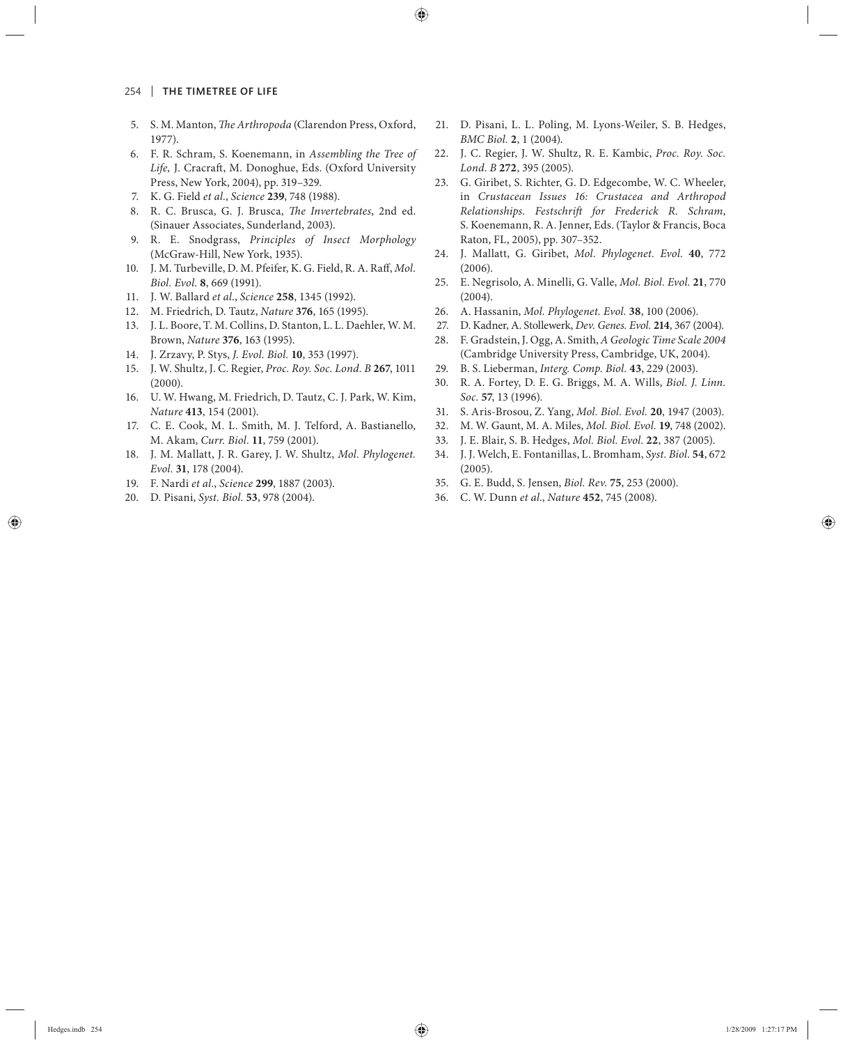5. S. M. Manton, *The Arthropoda* (Clarendon Press, Oxford, 1977).
6. F. R. Schram, S. Koenemann, in *Assembling the Tree of Life,* J. Cracraft, M. Donoghue, Eds. (Oxford University Press, New York, 2004), pp. 319–329.
7. K. G. Field *et al.*, *Science* **239**, 748 (1988).
8. R. C. Brusca, G. J. Brusca, *The Invertebrates*, 2nd ed. (Sinauer Associates, Sunderland, 2003).
9. R. E. Snodgrass, *Principles of Insect Morphology* (McGraw-Hill, New York, 1935).
10. J. M. Turbeville, D. M. Pfeifer, K. G. Field, R. A. Raff, *Mol. Biol. Evol.* **8**, 669 (1991).
11. J. W. Ballard *et al.*, *Science* **258**, 1345 (1992).
12. M. Friedrich, D. Tautz, *Nature* **376**, 165 (1995).
13. J. L. Boore, T. M. Collins, D. Stanton, L. L. Daehler, W. M. Brown, *Nature* **376**, 163 (1995).
14. J. Zrzavy, P. Stys, *J. Evol. Biol.* **10**, 353 (1997).
15. J. W. Shultz, J. C. Regier, *Proc. Roy. Soc. Lond. B* **267**, 1011 (2000).
16. U. W. Hwang, M. Friedrich, D. Tautz, C. J. Park, W. Kim, *Nature* **413**, 154 (2001).
17. C. E. Cook, M. L. Smith, M. J. Telford, A. Bastianello, M. Akam, *Curr. Biol.* **11**, 759 (2001).
18. J. M. Mallatt, J. R. Garey, J. W. Shultz, *Mol. Phylogenet. Evol.* **31**, 178 (2004).
19. F. Nardi *et al.*, *Science* **299**, 1887 (2003).
20. D. Pisani, *Syst. Biol.* **53**, 978 (2004).
21. D. Pisani, L. L. Poling, M. Lyons-Weiler, S. B. Hedges, *BMC Biol.* **2**, 1 (2004).
22. J. C. Regier, J. W. Shultz, R. E. Kambic, *Proc. Roy. Soc. Lond. B* **272**, 395 (2005).
23. G. Giribet, S. Richter, G. D. Edgecombe, W. C. Wheeler, in *Crustacean Issues 16: Crustacea and Arthropod Relationships. Festschrift for Frederick R. Schram*, S. Koenemann, R. A. Jenner, Eds. (Taylor & Francis, Boca Raton, FL, 2005), pp. 307–352.
24. J. Mallatt, G. Giribet, *Mol. Phylogenet. Evol.* **40**, 772 (2006).
25. E. Negrisolo, A. Minelli, G. Valle, *Mol. Biol. Evol.* **21**, 770 (2004).
26. A. Hassanin, *Mol. Phylogenet. Evol.* **38**, 100 (2006).
27. D. Kadner, A. Stollewerk, *Dev. Genes. Evol.* **214**, 367 (2004).
28. F. Gradstein, J. Ogg, A. Smith, *A Geologic Time Scale 2004* (Cambridge University Press, Cambridge, UK, 2004).
29. B. S. Lieberman, *Interg. Comp. Biol.* **43**, 229 (2003).
30. R. A. Fortey, D. E. G. Briggs, M. A. Wills, *Biol. J. Linn. Soc.* **57**, 13 (1996).
31. S. Aris-Brosou, Z. Yang, *Mol. Biol. Evol.* **20**, 1947 (2003).
32. M. W. Gaunt, M. A. Miles, *Mol. Biol. Evol.* **19**, 748 (2002).
33. J. E. Blair, S. B. Hedges, *Mol. Biol. Evol.* **22**, 387 (2005).
34. J. J. Welch, E. Fontanillas, L. Bromham, *Syst. Biol.* **54**, 672 (2005).
35. G. E. Budd, S. Jensen, *Biol. Rev.* **75**, 253 (2000).
36. C. W. Dunn *et al.*, *Nature* **452**, 745 (2008).